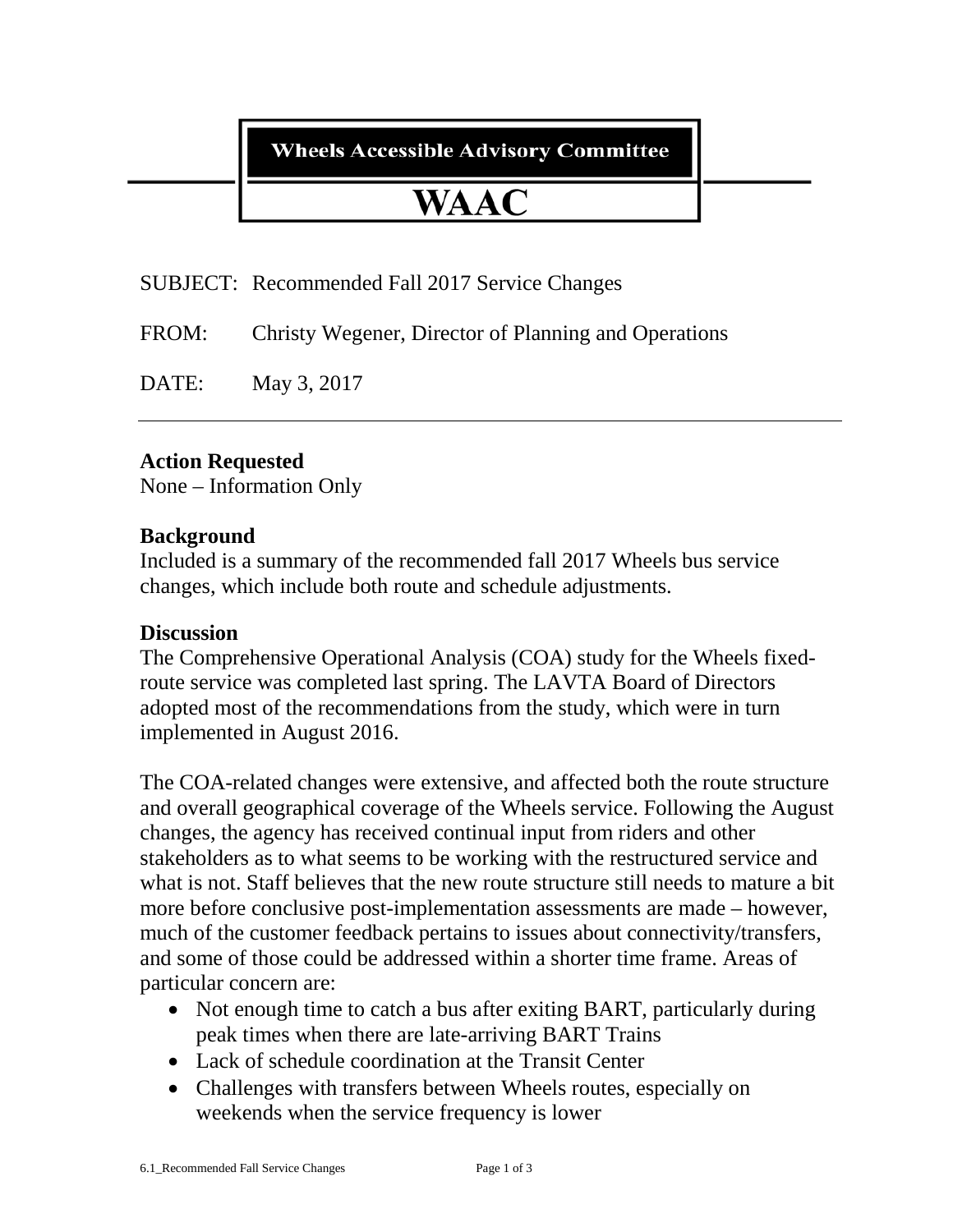**Wheels Accessible Advisory Committee**

# WAAC

SUBJECT: Recommended Fall 2017 Service Changes

FROM: Christy Wegener, Director of Planning and Operations

DATE: May 3, 2017

---

## Action Requested

None – Information Only

## Background

Included is a summary of the recommended fall 2017 Wheels bus service changes, which include both route and schedule adjustments.

## Discussion

The Comprehensive Operational Analysis (COA) study for the Wheels fixed-route service was completed last spring. The LAVTA Board of Directors adopted most of the recommendations from the study, which were in turn implemented in August 2016.

The COA-related changes were extensive, and affected both the route structure and overall geographical coverage of the Wheels service. Following the August changes, the agency has received continual input from riders and other stakeholders as to what seems to be working with the restructured service and what is not. Staff believes that the new route structure still needs to mature a bit more before conclusive post-implementation assessments are made – however, much of the customer feedback pertains to issues about connectivity/transfers, and some of those could be addressed within a shorter time frame. Areas of particular concern are:

- Not enough time to catch a bus after exiting BART, particularly during peak times when there are late-arriving BART Trains
- Lack of schedule coordination at the Transit Center
- Challenges with transfers between Wheels routes, especially on weekends when the service frequency is lower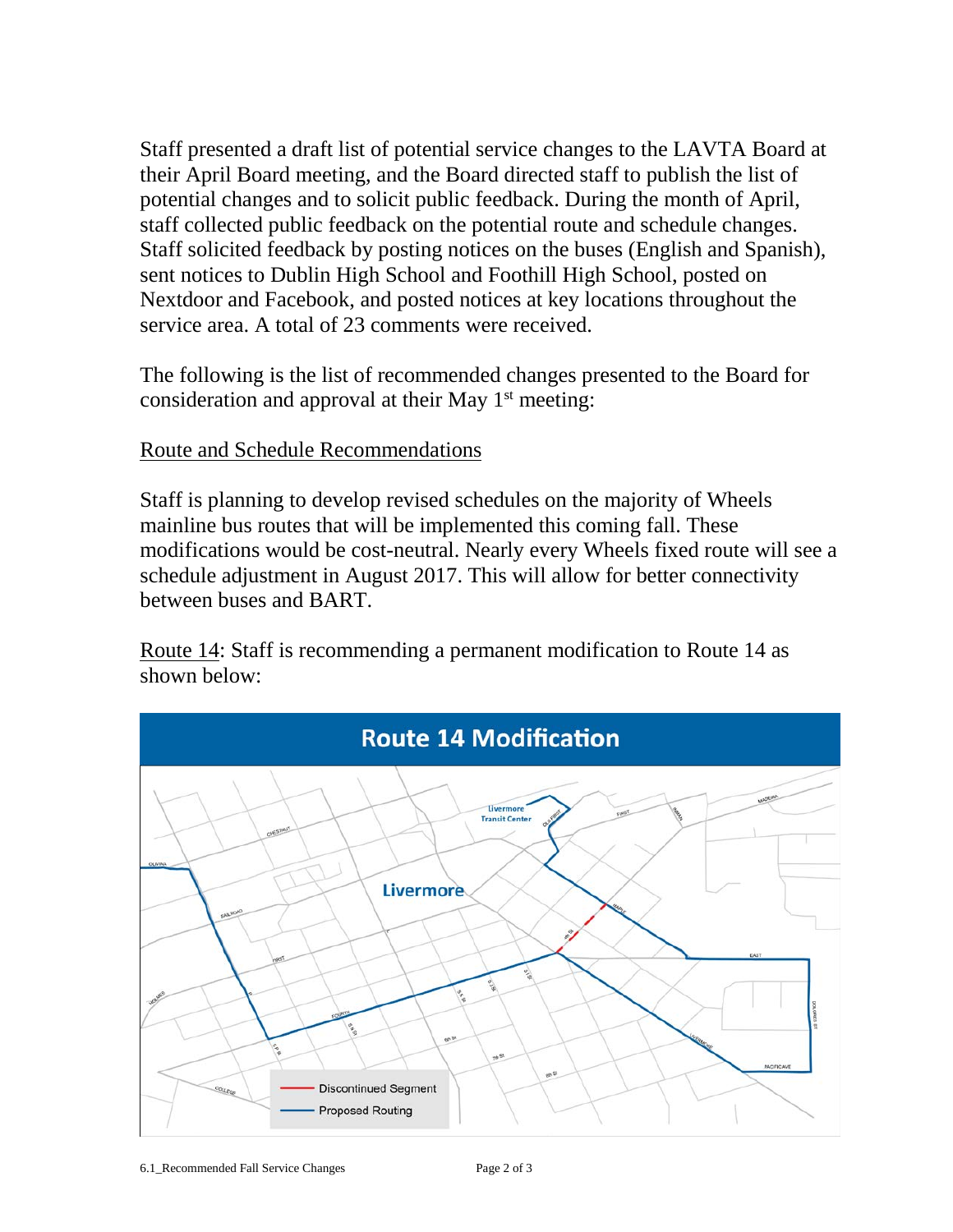Staff presented a draft list of potential service changes to the LAVTA Board at their April Board meeting, and the Board directed staff to publish the list of potential changes and to solicit public feedback. During the month of April, staff collected public feedback on the potential route and schedule changes. Staff solicited feedback by posting notices on the buses (English and Spanish), sent notices to Dublin High School and Foothill High School, posted on Nextdoor and Facebook, and posted notices at key locations throughout the service area. A total of 23 comments were received.

The following is the list of recommended changes presented to the Board for consideration and approval at their May 1st meeting:

Route and Schedule Recommendations

Staff is planning to develop revised schedules on the majority of Wheels mainline bus routes that will be implemented this coming fall. These modifications would be cost-neutral. Nearly every Wheels fixed route will see a schedule adjustment in August 2017. This will allow for better connectivity between buses and BART.

Route 14: Staff is recommending a permanent modification to Route 14 as shown below:

**Route 14 Modification**

Discontinued Segment

Proposed Routing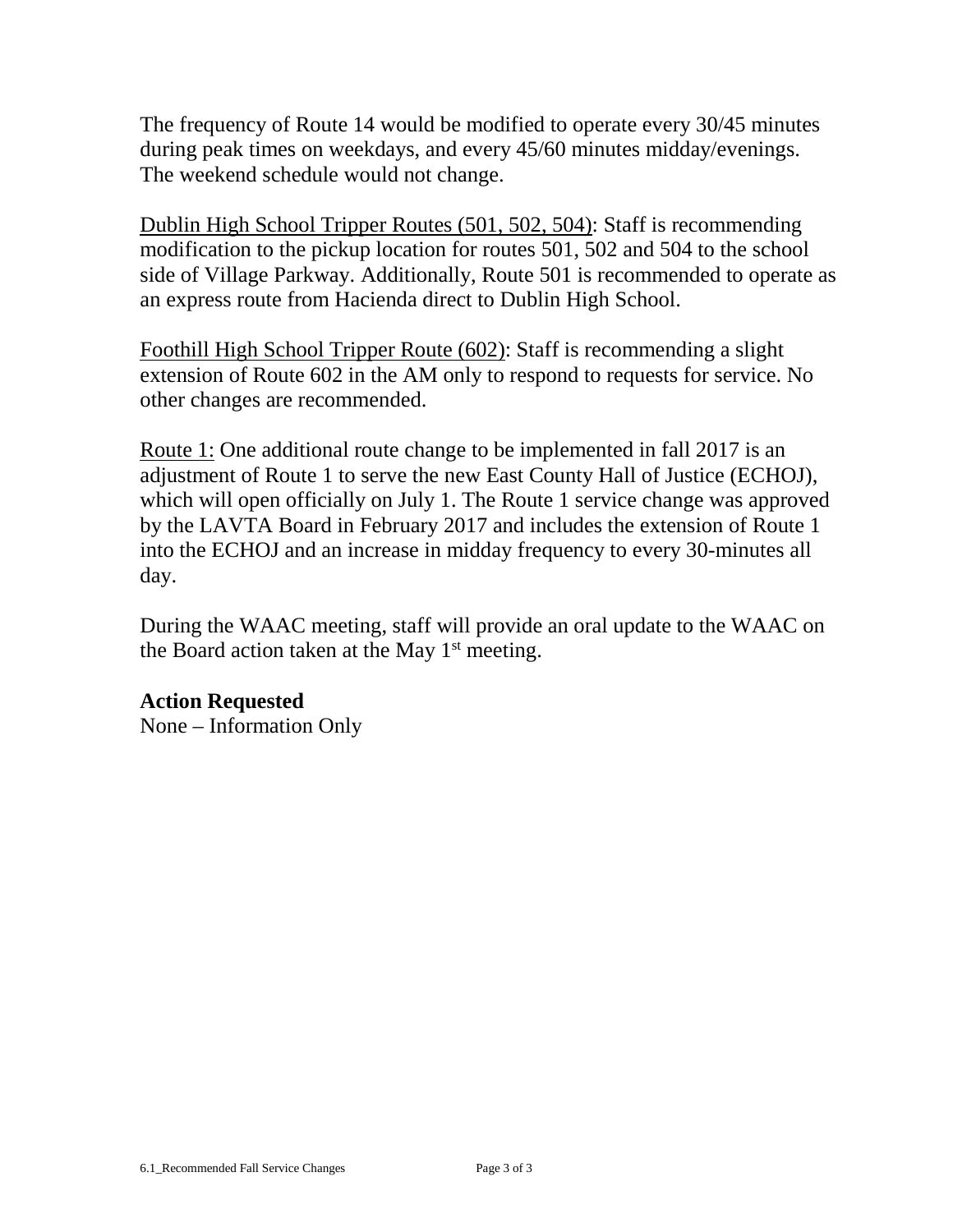The frequency of Route 14 would be modified to operate every 30/45 minutes during peak times on weekdays, and every 45/60 minutes midday/evenings. The weekend schedule would not change.

Dublin High School Tripper Routes (501, 502, 504): Staff is recommending modification to the pickup location for routes 501, 502 and 504 to the school side of Village Parkway. Additionally, Route 501 is recommended to operate as an express route from Hacienda direct to Dublin High School.

Foothill High School Tripper Route (602): Staff is recommending a slight extension of Route 602 in the AM only to respond to requests for service. No other changes are recommended.

Route 1: One additional route change to be implemented in fall 2017 is an adjustment of Route 1 to serve the new East County Hall of Justice (ECHOJ), which will open officially on July 1. The Route 1 service change was approved by the LAVTA Board in February 2017 and includes the extension of Route 1 into the ECHOJ and an increase in midday frequency to every 30-minutes all day.

During the WAAC meeting, staff will provide an oral update to the WAAC on the Board action taken at the May 1st meeting.

**Action Requested**

None – Information Only